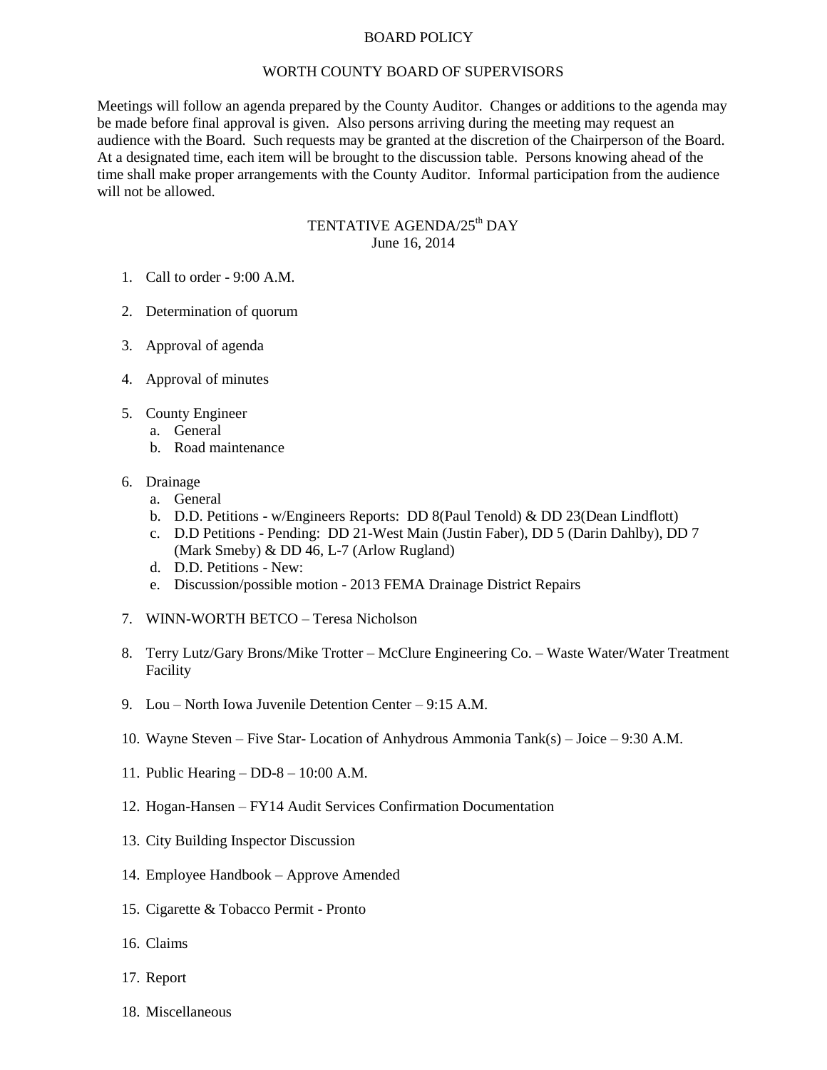# BOARD POLICY

## WORTH COUNTY BOARD OF SUPERVISORS

Meetings will follow an agenda prepared by the County Auditor. Changes or additions to the agenda may be made before final approval is given. Also persons arriving during the meeting may request an audience with the Board. Such requests may be granted at the discretion of the Chairperson of the Board. At a designated time, each item will be brought to the discussion table. Persons knowing ahead of the time shall make proper arrangements with the County Auditor. Informal participation from the audience will not be allowed.

## TENTATIVE AGENDA/25th DAY
June 16, 2014

1. Call to order - 9:00 A.M.

2. Determination of quorum

3. Approval of agenda

4. Approval of minutes

5. County Engineer
   a. General
   b. Road maintenance

6. Drainage
   a. General
   b. D.D. Petitions - w/Engineers Reports: DD 8(Paul Tenold) & DD 23(Dean Lindflott)
   c. D.D Petitions - Pending: DD 21-West Main (Justin Faber), DD 5 (Darin Dahlby), DD 7 (Mark Smeby) & DD 46, L-7 (Arlow Rugland)
   d. D.D. Petitions - New:
   e. Discussion/possible motion - 2013 FEMA Drainage District Repairs

7. WINN-WORTH BETCO – Teresa Nicholson

8. Terry Lutz/Gary Brons/Mike Trotter – McClure Engineering Co. – Waste Water/Water Treatment Facility

9. Lou – North Iowa Juvenile Detention Center – 9:15 A.M.

10. Wayne Steven – Five Star- Location of Anhydrous Ammonia Tank(s) – Joice – 9:30 A.M.

11. Public Hearing – DD-8 – 10:00 A.M.

12. Hogan-Hansen – FY14 Audit Services Confirmation Documentation

13. City Building Inspector Discussion

14. Employee Handbook – Approve Amended

15. Cigarette & Tobacco Permit - Pronto

16. Claims

17. Report

18. Miscellaneous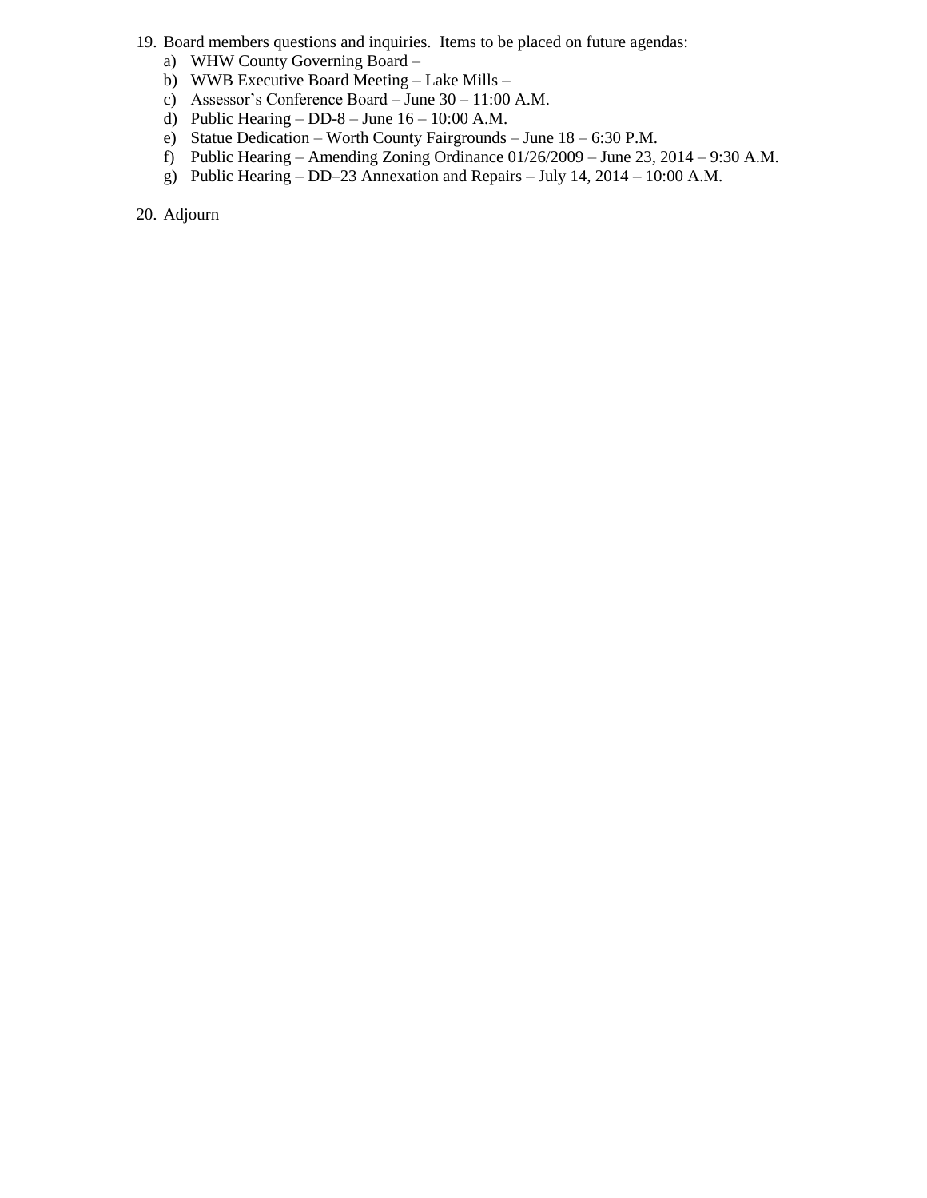19. Board members questions and inquiries. Items to be placed on future agendas:
    a) WHW County Governing Board –
    b) WWB Executive Board Meeting – Lake Mills –
    c) Assessor's Conference Board – June 30 – 11:00 A.M.
    d) Public Hearing – DD-8 – June 16 – 10:00 A.M.
    e) Statue Dedication – Worth County Fairgrounds – June 18 – 6:30 P.M.
    f) Public Hearing – Amending Zoning Ordinance 01/26/2009 – June 23, 2014 – 9:30 A.M.
    g) Public Hearing – DD–23 Annexation and Repairs – July 14, 2014 – 10:00 A.M.

20. Adjourn